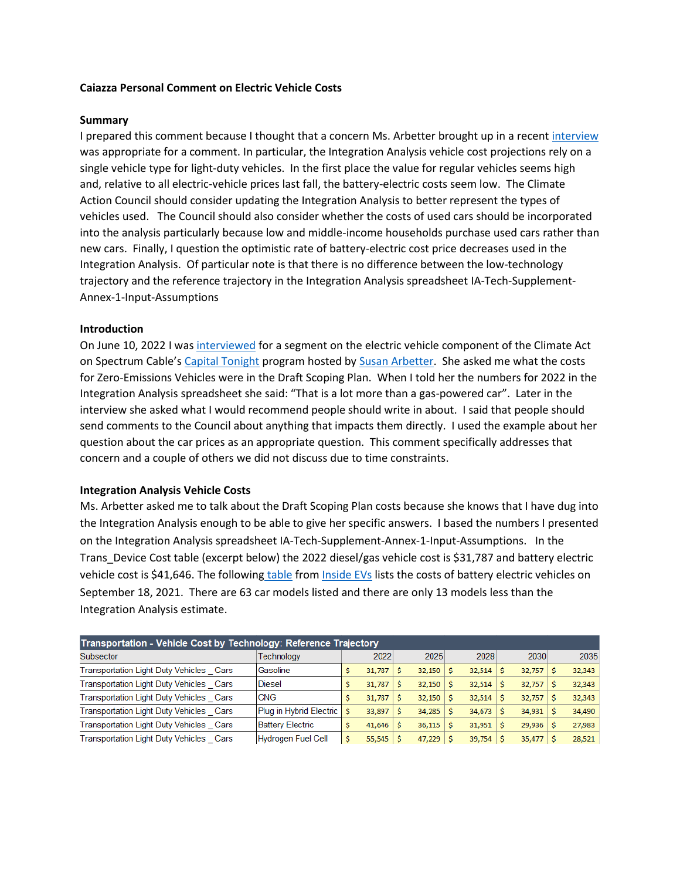**Caiazza Personal Comment on Electric Vehicle Costs**

**Summary**

I prepared this comment because I thought that a concern Ms. Arbetter brought up in a recent interview was appropriate for a comment. In particular, the Integration Analysis vehicle cost projections rely on a single vehicle type for light-duty vehicles. In the first place the value for regular vehicles seems high and, relative to all electric-vehicle prices last fall, the battery-electric costs seem low. The Climate Action Council should consider updating the Integration Analysis to better represent the types of vehicles used. The Council should also consider whether the costs of used cars should be incorporated into the analysis particularly because low and middle-income households purchase used cars rather than new cars. Finally, I question the optimistic rate of battery-electric cost price decreases used in the Integration Analysis. Of particular note is that there is no difference between the low-technology trajectory and the reference trajectory in the Integration Analysis spreadsheet IA-Tech-Supplement-Annex-1-Input-Assumptions

**Introduction**

On June 10, 2022 I was interviewed for a segment on the electric vehicle component of the Climate Act on Spectrum Cable's Capital Tonight program hosted by Susan Arbetter. She asked me what the costs for Zero-Emissions Vehicles were in the Draft Scoping Plan. When I told her the numbers for 2022 in the Integration Analysis spreadsheet she said: "That is a lot more than a gas-powered car". Later in the interview she asked what I would recommend people should write in about. I said that people should send comments to the Council about anything that impacts them directly. I used the example about her question about the car prices as an appropriate question. This comment specifically addresses that concern and a couple of others we did not discuss due to time constraints.

**Integration Analysis Vehicle Costs**

Ms. Arbetter asked me to talk about the Draft Scoping Plan costs because she knows that I have dug into the Integration Analysis enough to be able to give her specific answers. I based the numbers I presented on the Integration Analysis spreadsheet IA-Tech-Supplement-Annex-1-Input-Assumptions. In the Trans_Device Cost table (excerpt below) the 2022 diesel/gas vehicle cost is $31,787 and battery electric vehicle cost is $41,646. The following table from Inside EVs lists the costs of battery electric vehicles on September 18, 2021. There are 63 car models listed and there are only 13 models less than the Integration Analysis estimate.

| Transportation - Vehicle Cost by Technology: Reference Trajectory | | | | | | |
|---|---|---|---|---|---|---|
| Subsector | Technology | 2022 | 2025 | 2028 | 2030 | 2035 |
| Transportation Light Duty Vehicles _ Cars | Gasoline | $ 31,787 | $ 32,150 | $ 32,514 | $ 32,757 | $ 32,343 |
| Transportation Light Duty Vehicles _ Cars | Diesel | $ 31,787 | $ 32,150 | $ 32,514 | $ 32,757 | $ 32,343 |
| Transportation Light Duty Vehicles _ Cars | CNG | $ 31,787 | $ 32,150 | $ 32,514 | $ 32,757 | $ 32,343 |
| Transportation Light Duty Vehicles _ Cars | Plug in Hybrid Electric | $ 33,897 | $ 34,285 | $ 34,673 | $ 34,931 | $ 34,490 |
| Transportation Light Duty Vehicles _ Cars | Battery Electric | $ 41,646 | $ 36,115 | $ 31,951 | $ 29,936 | $ 27,983 |
| Transportation Light Duty Vehicles _ Cars | Hydrogen Fuel Cell | $ 55,545 | $ 47,229 | $ 39,754 | $ 35,477 | $ 28,521 |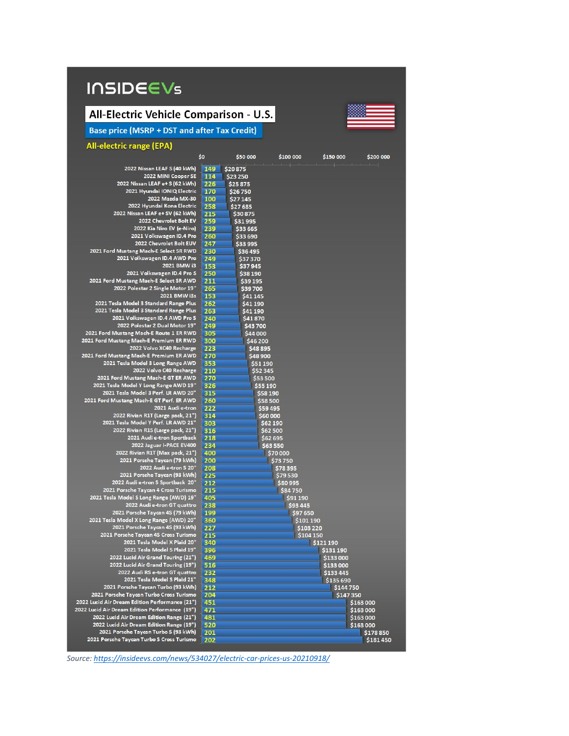# INSIDEEVs

## All-Electric Vehicle Comparison - U.S.

**Base price (MSRP + DST and after Tax Credit)**

**All-electric range (EPA)**

| Vehicle | All-electric range (EPA) | Base price |
|---|---|---|
| 2022 Nissan LEAF S (40 kWh) | 149 | $20 875 |
| 2022 MINI Cooper SE | 114 | $23 250 |
| 2022 Nissan LEAF e+ S (62 kWh) | 226 | $25 875 |
| 2021 Hyundai IONIQ Electric | 170 | $26 750 |
| 2022 Mazda MX-30 | 100 | $27 145 |
| 2022 Hyundai Kona Electric | 258 | $27 685 |
| 2022 Nissan LEAF e+ SV (62 kWh) | 215 | $30 875 |
| 2022 Chevrolet Bolt EV | 259 | $31 995 |
| 2022 Kia Niro EV (e-Niro) | 239 | $33 665 |
| 2021 Volkswagen ID.4 Pro | 260 | $33 690 |
| 2022 Chevrolet Bolt EUV | 247 | $33 995 |
| 2021 Ford Mustang Mach-E Select SR RWD | 230 | $36 495 |
| 2021 Volkswagen ID.4 AWD Pro | 249 | $37 370 |
| 2021 BMW i3 | 153 | $37 945 |
| 2021 Volkswagen ID.4 Pro S | 250 | $38 190 |
| 2021 Ford Mustang Mach-E Select SR AWD | 211 | $39 195 |
| 2022 Polestar 2 Single Motor 19" | 265 | $39 700 |
| 2021 BMW i3s | 153 | $41 145 |
| 2021 Tesla Model 3 Standard Range Plus | 262 | $41 190 |
| 2021 Tesla Model 3 Standard Range Plus | 263 | $41 190 |
| 2021 Volkswagen ID.4 AWD Pro S | 240 | $41 870 |
| 2022 Polestar 2 Dual Motor 19" | 249 | $43 700 |
| 2021 Ford Mustang Mach-E Route 1 ER RWD | 305 | $44 000 |
| 2021 Ford Mustang Mach-E Premium ER RWD | 300 | $46 200 |
| 2022 Volvo XC40 Recharge | 223 | $48 895 |
| 2021 Ford Mustang Mach-E Premium ER AWD | 270 | $48 900 |
| 2021 Tesla Model 3 Long Range AWD | 353 | $51 190 |
| 2022 Volvo C40 Recharge | 210 | $52 345 |
| 2021 Ford Mustang Mach-E GT ER AWD | 270 | $53 500 |
| 2021 Tesla Model Y Long Range AWD 19" | 326 | $55 190 |
| 2021 Tesla Model 3 Perf. LR AWD 20" | 315 | $58 190 |
| 2021 Ford Mustang Mach-E GT Perf. ER AWD | 260 | $58 500 |
| 2021 Audi e-tron | 222 | $59 495 |
| 2022 Rivian R1T (Large pack, 21") | 314 | $60 000 |
| 2021 Tesla Model Y Perf. LR AWD 21" | 303 | $62 190 |
| 2022 Rivian R1S (Large pack, 21") | 316 | $62 500 |
| 2021 Audi e-tron Sportback | 218 | $62 695 |
| 2022 Jaguar I-PACE EV400 | 234 | $63 550 |
| 2022 Rivian R1T (Max pack, 21") | 400 | $70 000 |
| 2021 Porsche Taycan (79 kWh) | 200 | $73 750 |
| 2022 Audi e-tron S 20" | 208 | $78 395 |
| 2021 Porsche Taycan (93 kWh) | 225 | $79 530 |
| 2022 Audi e-tron S Sportback 20" | 212 | $80 995 |
| 2021 Porsche Taycan 4 Cross Turismo | 215 | $84 750 |
| 2021 Tesla Model S Long Range (AWD) 19" | 405 | $91 190 |
| 2022 Audi e-tron GT quattro | 238 | $93 445 |
| 2021 Porsche Taycan 4S (79 kWh) | 199 | $97 650 |
| 2021 Tesla Model X Long Range (AWD) 20" | 360 | $101 190 |
| 2021 Porsche Taycan 4S (93 kWh) | 227 | $103 220 |
| 2021 Porsche Taycan 4S Cross Turismo | 215 | $104 150 |
| 2021 Tesla Model X Plaid 20" | 340 | $121 190 |
| 2021 Tesla Model S Plaid 19" | 396 | $131 190 |
| 2022 Lucid Air Grand Touring (21") | 469 | $133 000 |
| 2022 Lucid Air Grand Touring (19") | 516 | $133 000 |
| 2022 Audi RS e-tron GT quattro | 232 | $133 445 |
| 2021 Tesla Model S Plaid 21" | 348 | $135 690 |
| 2021 Porsche Taycan Turbo (93 kWh) | 212 | $144 750 |
| 2021 Porsche Taycan Turbo Cross Turismo | 204 | $147 350 |
| 2022 Lucid Air Dream Edition Performance (21") | 451 | $163 000 |
| 2022 Lucid Air Dream Edition Performance (19") | 471 | $163 000 |
| 2022 Lucid Air Dream Edition Range (21") | 481 | $163 000 |
| 2022 Lucid Air Dream Edition Range (19") | 520 | $163 000 |
| 2021 Porsche Taycan Turbo S (93 kWh) | 201 | $178 850 |
| 2021 Porsche Taycan Turbo S Cross Turismo | 202 | $181 450 |

*Source: https://insideevs.com/news/534027/electric-car-prices-us-20210918/*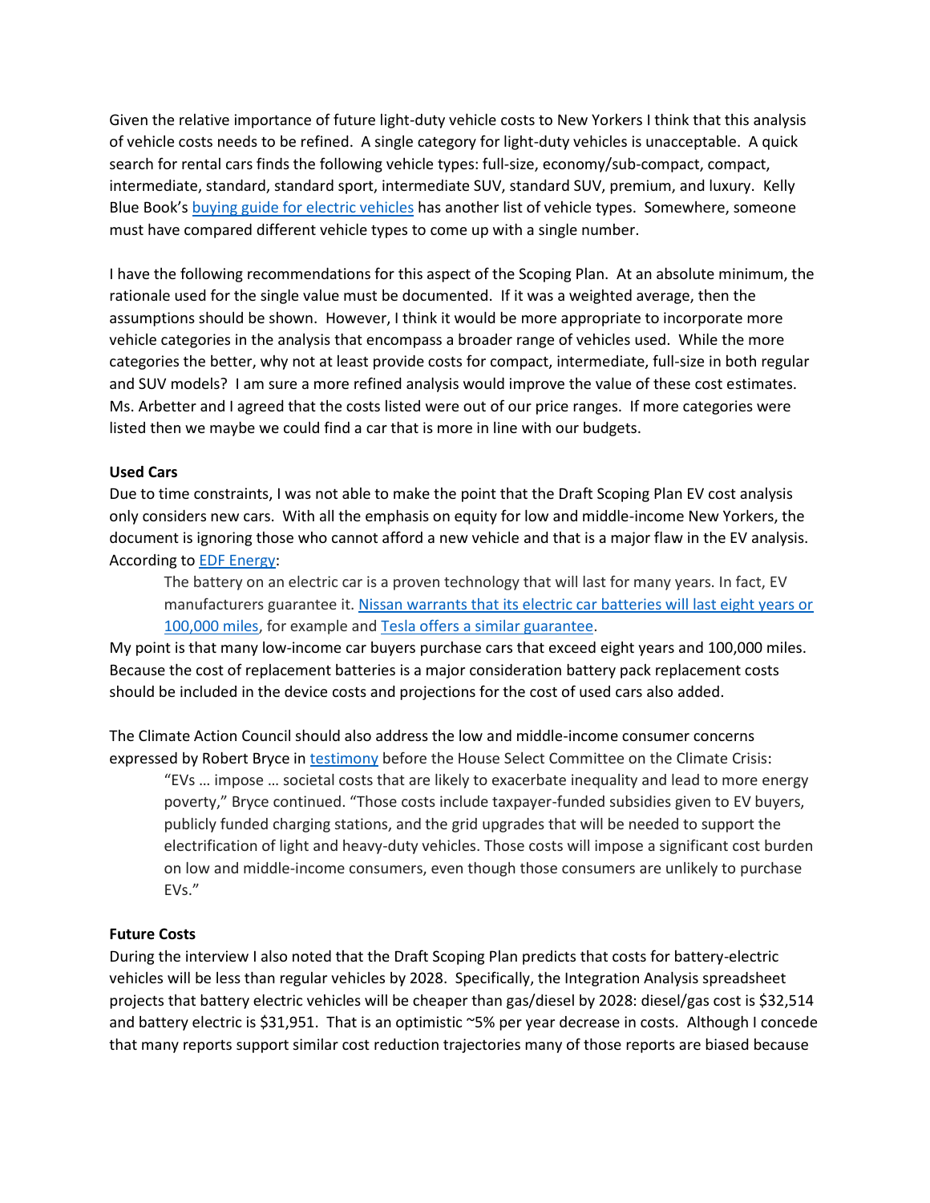Given the relative importance of future light-duty vehicle costs to New Yorkers I think that this analysis of vehicle costs needs to be refined. A single category for light-duty vehicles is unacceptable. A quick search for rental cars finds the following vehicle types: full-size, economy/sub-compact, compact, intermediate, standard, standard sport, intermediate SUV, standard SUV, premium, and luxury. Kelly Blue Book's buying guide for electric vehicles has another list of vehicle types. Somewhere, someone must have compared different vehicle types to come up with a single number.

I have the following recommendations for this aspect of the Scoping Plan. At an absolute minimum, the rationale used for the single value must be documented. If it was a weighted average, then the assumptions should be shown. However, I think it would be more appropriate to incorporate more vehicle categories in the analysis that encompass a broader range of vehicles used. While the more categories the better, why not at least provide costs for compact, intermediate, full-size in both regular and SUV models? I am sure a more refined analysis would improve the value of these cost estimates. Ms. Arbetter and I agreed that the costs listed were out of our price ranges. If more categories were listed then we maybe we could find a car that is more in line with our budgets.

**Used Cars**

Due to time constraints, I was not able to make the point that the Draft Scoping Plan EV cost analysis only considers new cars. With all the emphasis on equity for low and middle-income New Yorkers, the document is ignoring those who cannot afford a new vehicle and that is a major flaw in the EV analysis. According to EDF Energy:

> The battery on an electric car is a proven technology that will last for many years. In fact, EV manufacturers guarantee it. Nissan warrants that its electric car batteries will last eight years or 100,000 miles, for example and Tesla offers a similar guarantee.

My point is that many low-income car buyers purchase cars that exceed eight years and 100,000 miles. Because the cost of replacement batteries is a major consideration battery pack replacement costs should be included in the device costs and projections for the cost of used cars also added.

The Climate Action Council should also address the low and middle-income consumer concerns expressed by Robert Bryce in testimony before the House Select Committee on the Climate Crisis:

> "EVs … impose … societal costs that are likely to exacerbate inequality and lead to more energy poverty," Bryce continued. "Those costs include taxpayer-funded subsidies given to EV buyers, publicly funded charging stations, and the grid upgrades that will be needed to support the electrification of light and heavy-duty vehicles. Those costs will impose a significant cost burden on low and middle-income consumers, even though those consumers are unlikely to purchase EVs."

**Future Costs**

During the interview I also noted that the Draft Scoping Plan predicts that costs for battery-electric vehicles will be less than regular vehicles by 2028. Specifically, the Integration Analysis spreadsheet projects that battery electric vehicles will be cheaper than gas/diesel by 2028: diesel/gas cost is $32,514 and battery electric is $31,951. That is an optimistic ~5% per year decrease in costs. Although I concede that many reports support similar cost reduction trajectories many of those reports are biased because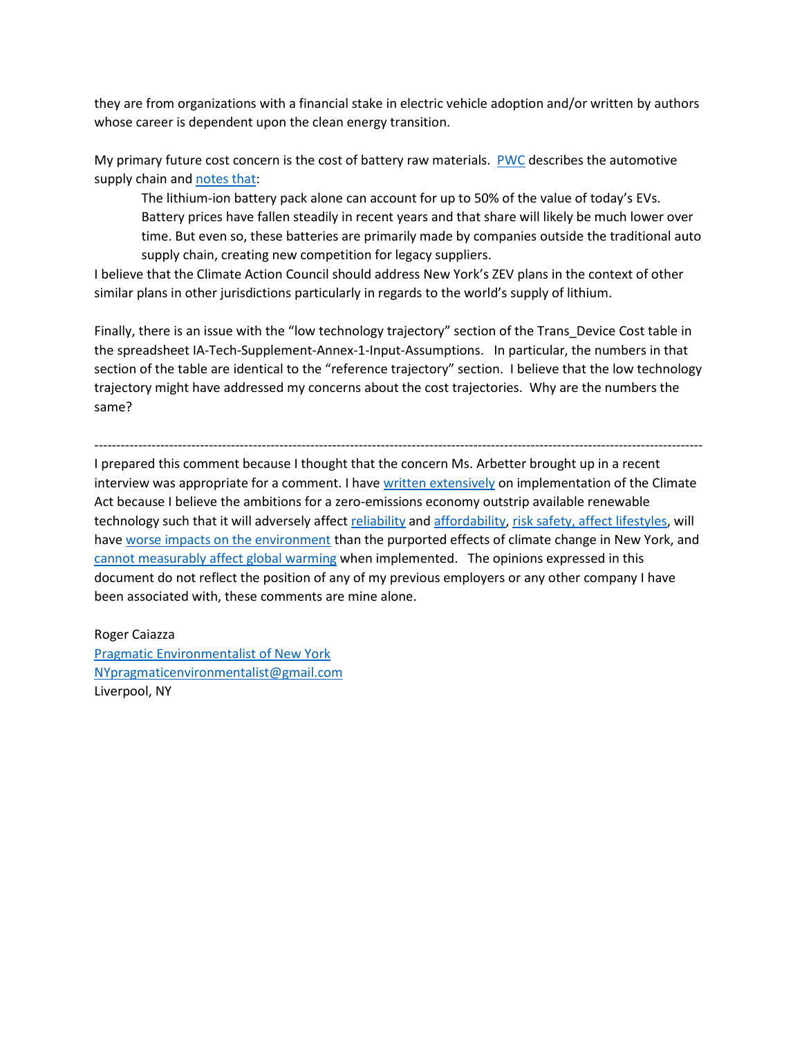they are from organizations with a financial stake in electric vehicle adoption and/or written by authors whose career is dependent upon the clean energy transition.

My primary future cost concern is the cost of battery raw materials. PWC describes the automotive supply chain and notes that:

> The lithium-ion battery pack alone can account for up to 50% of the value of today's EVs. Battery prices have fallen steadily in recent years and that share will likely be much lower over time. But even so, these batteries are primarily made by companies outside the traditional auto supply chain, creating new competition for legacy suppliers.

I believe that the Climate Action Council should address New York's ZEV plans in the context of other similar plans in other jurisdictions particularly in regards to the world's supply of lithium.

Finally, there is an issue with the "low technology trajectory" section of the Trans_Device Cost table in the spreadsheet IA-Tech-Supplement-Annex-1-Input-Assumptions. In particular, the numbers in that section of the table are identical to the "reference trajectory" section. I believe that the low technology trajectory might have addressed my concerns about the cost trajectories. Why are the numbers the same?

---

I prepared this comment because I thought that the concern Ms. Arbetter brought up in a recent interview was appropriate for a comment. I have written extensively on implementation of the Climate Act because I believe the ambitions for a zero-emissions economy outstrip available renewable technology such that it will adversely affect reliability and affordability, risk safety, affect lifestyles, will have worse impacts on the environment than the purported effects of climate change in New York, and cannot measurably affect global warming when implemented. The opinions expressed in this document do not reflect the position of any of my previous employers or any other company I have been associated with, these comments are mine alone.

Roger Caiazza
Pragmatic Environmentalist of New York
NYpragmaticenvironmentalist@gmail.com
Liverpool, NY